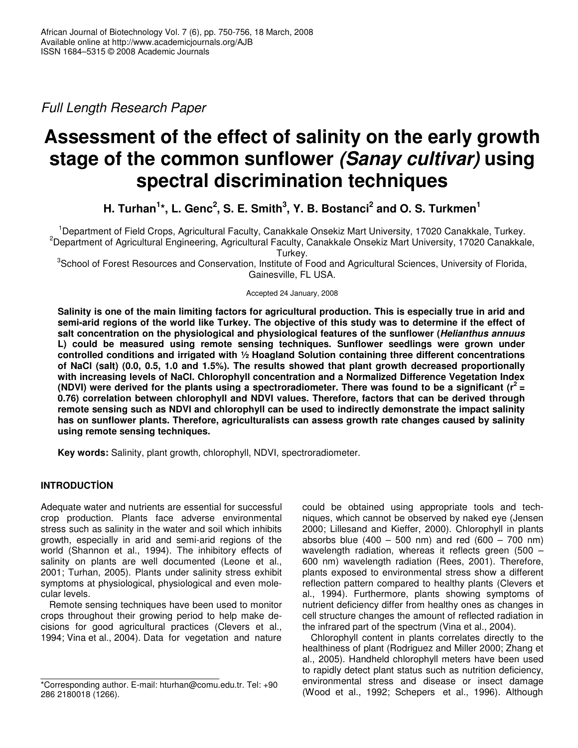Full Length Research Paper

# Assessment of the effect of salinity on the early growth stage of the common sunflower *(Sanay cultivar)* using spectral discrimination techniques

**H. Turhan[1]*, L. Genc[2], S. E. Smith[3], Y. B. Bostanci[2] and O. S. Turkmen[1]**

[1]Department of Field Crops, Agricultural Faculty, Canakkale Onsekiz Mart University, 17020 Canakkale, Turkey.
[2]Department of Agricultural Engineering, Agricultural Faculty, Canakkale Onsekiz Mart University, 17020 Canakkale, Turkey.
[3]School of Forest Resources and Conservation, Institute of Food and Agricultural Sciences, University of Florida, Gainesville, FL USA.

Accepted 24 January, 2008

**Salinity is one of the main limiting factors for agricultural production. This is especially true in arid and semi-arid regions of the world like Turkey. The objective of this study was to determine if the effect of salt concentration on the physiological and physiological features of the sunflower (*Helianthus annuus* L) could be measured using remote sensing techniques. Sunflower seedlings were grown under controlled conditions and irrigated with ½ Hoagland Solution containing three different concentrations of NaCl (salt) (0.0, 0.5, 1.0 and 1.5%). The results showed that plant growth decreased proportionally with increasing levels of NaCl. Chlorophyll concentration and a Normalized Difference Vegetation Index (NDVI) were derived for the plants using a spectroradiometer. There was found to be a significant ($r^2$ = 0.76) correlation between chlorophyll and NDVI values. Therefore, factors that can be derived through remote sensing such as NDVI and chlorophyll can be used to indirectly demonstrate the impact salinity has on sunflower plants. Therefore, agriculturalists can assess growth rate changes caused by salinity using remote sensing techniques.**

**Key words:** Salinity, plant growth, chlorophyll, NDVI, spectroradiometer.

## INTRODUCTİON

Adequate water and nutrients are essential for successful crop production. Plants face adverse environmental stress such as salinity in the water and soil which inhibits growth, especially in arid and semi-arid regions of the world (Shannon et al., 1994). The inhibitory effects of salinity on plants are well documented (Leone et al., 2001; Turhan, 2005). Plants under salinity stress exhibit symptoms at physiological, physiological and even molecular levels.

Remote sensing techniques have been used to monitor crops throughout their growing period to help make decisions for good agricultural practices (Clevers et al., 1994; Vina et al., 2004). Data for vegetation and nature could be obtained using appropriate tools and techniques, which cannot be observed by naked eye (Jensen 2000; Lillesand and Kieffer, 2000). Chlorophyll in plants absorbs blue (400 – 500 nm) and red (600 – 700 nm) wavelength radiation, whereas it reflects green (500 – 600 nm) wavelength radiation (Rees, 2001). Therefore, plants exposed to environmental stress show a different reflection pattern compared to healthy plants (Clevers et al., 1994). Furthermore, plants showing symptoms of nutrient deficiency differ from healthy ones as changes in cell structure changes the amount of reflected radiation in the infrared part of the spectrum (Vina et al., 2004).

Chlorophyll content in plants correlates directly to the healthiness of plant (Rodriguez and Miller 2000; Zhang et al., 2005). Handheld chlorophyll meters have been used to rapidly detect plant status such as nutrition deficiency, environmental stress and disease or insect damage (Wood et al., 1992; Schepers et al., 1996). Although

*Corresponding author. E-mail: hturhan@comu.edu.tr. Tel: +90 286 2180018 (1266).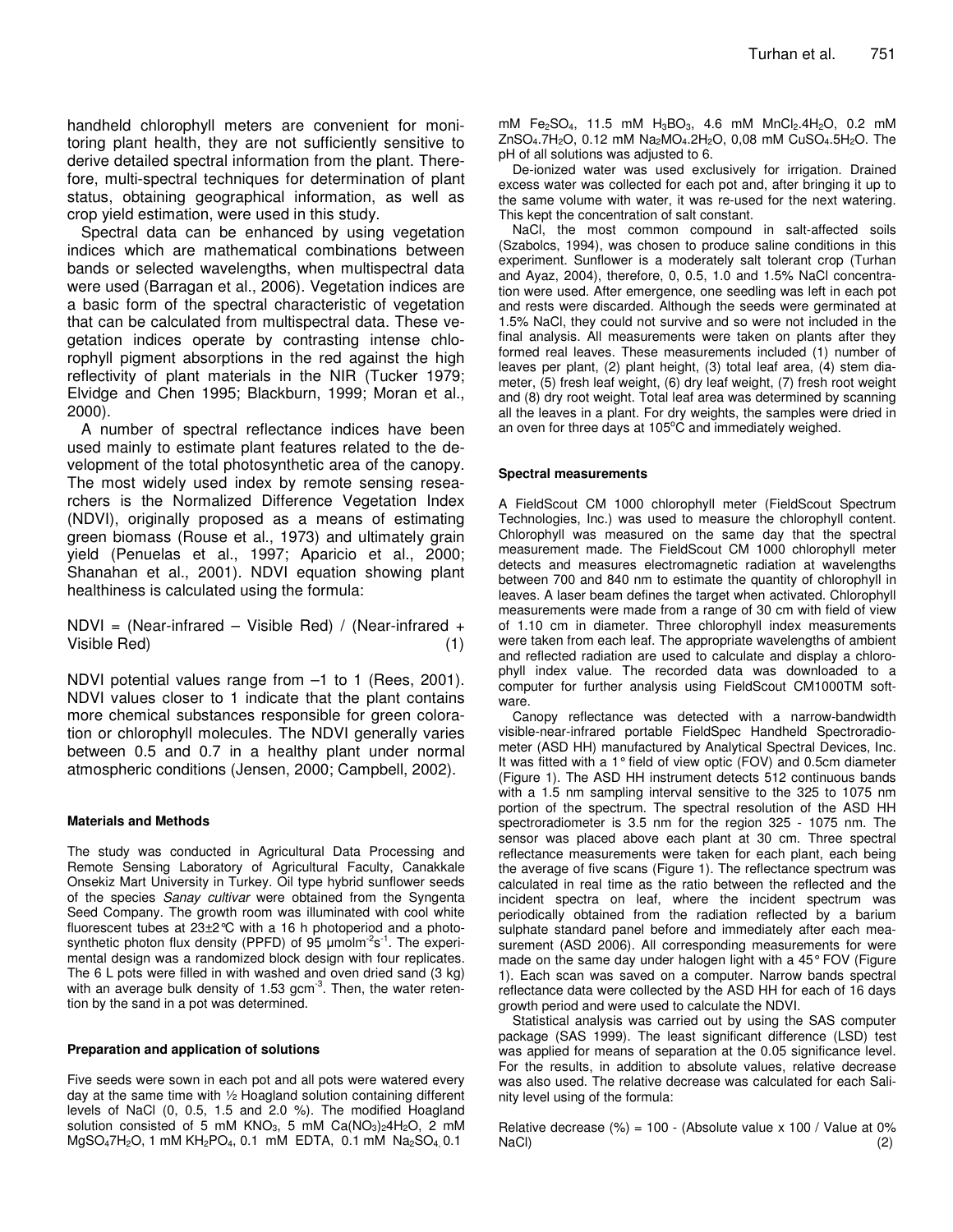handheld chlorophyll meters are convenient for monitoring plant health, they are not sufficiently sensitive to derive detailed spectral information from the plant. Therefore, multi-spectral techniques for determination of plant status, obtaining geographical information, as well as crop yield estimation, were used in this study.

Spectral data can be enhanced by using vegetation indices which are mathematical combinations between bands or selected wavelengths, when multispectral data were used (Barragan et al., 2006). Vegetation indices are a basic form of the spectral characteristic of vegetation that can be calculated from multispectral data. These vegetation indices operate by contrasting intense chlorophyll pigment absorptions in the red against the high reflectivity of plant materials in the NIR (Tucker 1979; Elvidge and Chen 1995; Blackburn, 1999; Moran et al., 2000).

A number of spectral reflectance indices have been used mainly to estimate plant features related to the development of the total photosynthetic area of the canopy. The most widely used index by remote sensing researchers is the Normalized Difference Vegetation Index (NDVI), originally proposed as a means of estimating green biomass (Rouse et al., 1973) and ultimately grain yield (Penuelas et al., 1997; Aparicio et al., 2000; Shanahan et al., 2001). NDVI equation showing plant healthiness is calculated using the formula:

$$\text{NDVI} = (\text{Near-infrared} - \text{Visible Red}) / (\text{Near-infrared} + \text{Visible Red}) \quad (1)$$

NDVI potential values range from –1 to 1 (Rees, 2001). NDVI values closer to 1 indicate that the plant contains more chemical substances responsible for green coloration or chlorophyll molecules. The NDVI generally varies between 0.5 and 0.7 in a healthy plant under normal atmospheric conditions (Jensen, 2000; Campbell, 2002).

## Materials and Methods

The study was conducted in Agricultural Data Processing and Remote Sensing Laboratory of Agricultural Faculty, Canakkale Onsekiz Mart University in Turkey. Oil type hybrid sunflower seeds of the species *Sanay cultivar* were obtained from the Syngenta Seed Company. The growth room was illuminated with cool white fluorescent tubes at 23±2°C with a 16 h photoperiod and a photosynthetic photon flux density (PPFD) of 95 μmolm$^{-2}$s$^{-1}$. The experimental design was a randomized block design with four replicates. The 6 L pots were filled in with washed and oven dried sand (3 kg) with an average bulk density of 1.53 gcm$^{-3}$. Then, the water retention by the sand in a pot was determined.

### Preparation and application of solutions

Five seeds were sown in each pot and all pots were watered every day at the same time with ½ Hoagland solution containing different levels of NaCl (0, 0.5, 1.5 and 2.0 %). The modified Hoagland solution consisted of 5 mM $KNO_3$, 5 mM $Ca(NO_3)_2 4H_2O$, 2 mM $MgSO_4 7H_2O$, 1 mM $KH_2PO_4$, 0.1 mM EDTA, 0.1 mM $Na_2SO_4$, 0.1 mM $Fe_2SO_4$, 11.5 mM $H_3BO_3$, 4.6 mM $MnCl_2.4H_2O$, 0.2 mM $ZnSO_4.7H_2O$, 0.12 mM $Na_2MO_4.2H_2O$, 0,08 mM $CuSO_4.5H_2O$. The pH of all solutions was adjusted to 6.

De-ionized water was used exclusively for irrigation. Drained excess water was collected for each pot and, after bringing it up to the same volume with water, it was re-used for the next watering. This kept the concentration of salt constant.

NaCl, the most common compound in salt-affected soils (Szabolcs, 1994), was chosen to produce saline conditions in this experiment. Sunflower is a moderately salt tolerant crop (Turhan and Ayaz, 2004), therefore, 0, 0.5, 1.0 and 1.5% NaCl concentration were used. After emergence, one seedling was left in each pot and rests were discarded. Although the seeds were germinated at 1.5% NaCl, they could not survive and so were not included in the final analysis. All measurements were taken on plants after they formed real leaves. These measurements included (1) number of leaves per plant, (2) plant height, (3) total leaf area, (4) stem diameter, (5) fresh leaf weight, (6) dry leaf weight, (7) fresh root weight and (8) dry root weight. Total leaf area was determined by scanning all the leaves in a plant. For dry weights, the samples were dried in an oven for three days at 105°C and immediately weighed.

### Spectral measurements

A FieldScout CM 1000 chlorophyll meter (FieldScout Spectrum Technologies, Inc.) was used to measure the chlorophyll content. Chlorophyll was measured on the same day that the spectral measurement made. The FieldScout CM 1000 chlorophyll meter detects and measures electromagnetic radiation at wavelengths between 700 and 840 nm to estimate the quantity of chlorophyll in leaves. A laser beam defines the target when activated. Chlorophyll measurements were made from a range of 30 cm with field of view of 1.10 cm in diameter. Three chlorophyll index measurements were taken from each leaf. The appropriate wavelengths of ambient and reflected radiation are used to calculate and display a chlorophyll index value. The recorded data was downloaded to a computer for further analysis using FieldScout CM1000TM software.

Canopy reflectance was detected with a narrow-bandwidth visible-near-infrared portable FieldSpec Handheld Spectroradiometer (ASD HH) manufactured by Analytical Spectral Devices, Inc. It was fitted with a 1° field of view optic (FOV) and 0.5cm diameter (Figure 1). The ASD HH instrument detects 512 continuous bands with a 1.5 nm sampling interval sensitive to the 325 to 1075 nm portion of the spectrum. The spectral resolution of the ASD HH spectroradiometer is 3.5 nm for the region 325 - 1075 nm. The sensor was placed above each plant at 30 cm. Three spectral reflectance measurements were taken for each plant, each being the average of five scans (Figure 1). The reflectance spectrum was calculated in real time as the ratio between the reflected and the incident spectra on leaf, where the incident spectrum was periodically obtained from the radiation reflected by a barium sulphate standard panel before and immediately after each measurement (ASD 2006). All corresponding measurements for were made on the same day under halogen light with a 45° FOV (Figure 1). Each scan was saved on a computer. Narrow bands spectral reflectance data were collected by the ASD HH for each of 16 days growth period and were used to calculate the NDVI.

Statistical analysis was carried out by using the SAS computer package (SAS 1999). The least significant difference (LSD) test was applied for means of separation at the 0.05 significance level. For the results, in addition to absolute values, relative decrease was also used. The relative decrease was calculated for each Salinity level using of the formula:

$$\text{Relative decrease (\%)} = 100 - (\text{Absolute value} \times 100 / \text{Value at 0\% NaCl}) \quad (2)$$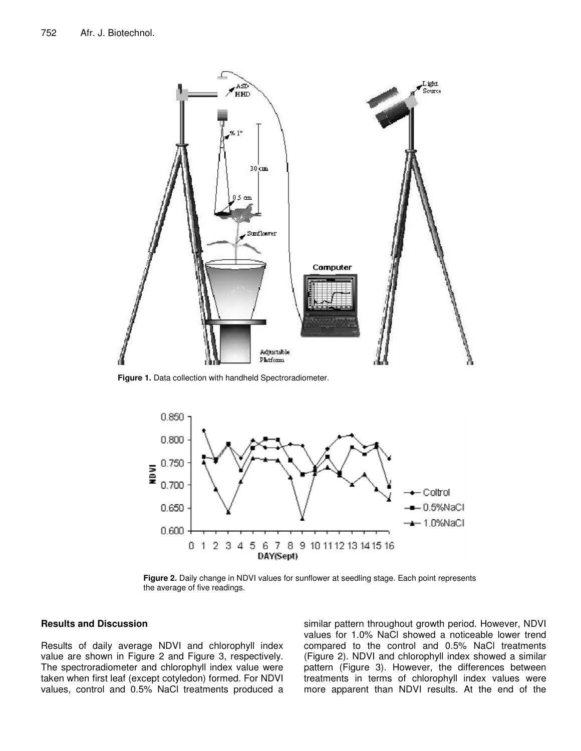Figure 1. Data collection with handheld Spectroradiometer.

Figure 2. Daily change in NDVI values for sunflower at seedling stage. Each point represents the average of five readings.

## Results and Discussion

Results of daily average NDVI and chlorophyll index value are shown in Figure 2 and Figure 3, respectively. The spectroradiometer and chlorophyll index value were taken when first leaf (except cotyledon) formed. For NDVI values, control and 0.5% NaCl treatments produced a similar pattern throughout growth period. However, NDVI values for 1.0% NaCl showed a noticeable lower trend compared to the control and 0.5% NaCl treatments (Figure 2). NDVI and chlorophyll index showed a similar pattern (Figure 3). However, the differences between treatments in terms of chlorophyll index values were more apparent than NDVI results. At the end of the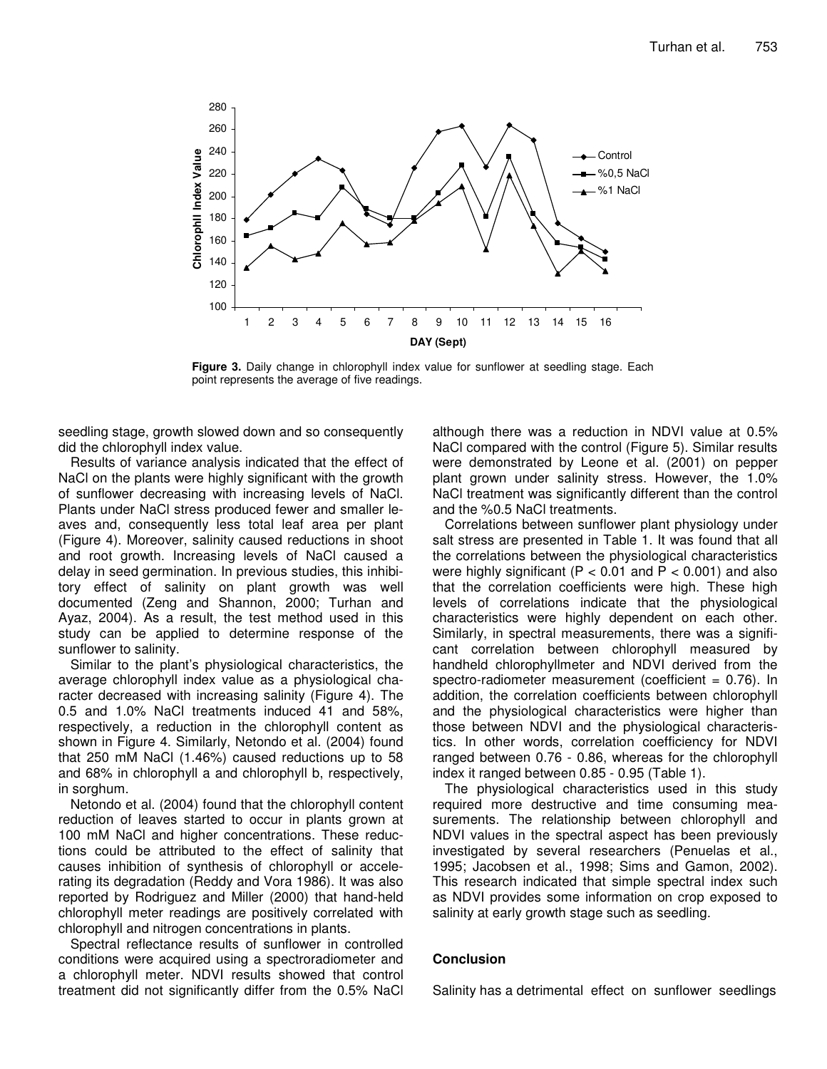**Figure 3.** Daily change in chlorophyll index value for sunflower at seedling stage. Each point represents the average of five readings.

seedling stage, growth slowed down and so consequently did the chlorophyll index value.

Results of variance analysis indicated that the effect of NaCl on the plants were highly significant with the growth of sunflower decreasing with increasing levels of NaCl. Plants under NaCl stress produced fewer and smaller leaves and, consequently less total leaf area per plant (Figure 4). Moreover, salinity caused reductions in shoot and root growth. Increasing levels of NaCl caused a delay in seed germination. In previous studies, this inhibitory effect of salinity on plant growth was well documented (Zeng and Shannon, 2000; Turhan and Ayaz, 2004). As a result, the test method used in this study can be applied to determine response of the sunflower to salinity.

Similar to the plant's physiological characteristics, the average chlorophyll index value as a physiological character decreased with increasing salinity (Figure 4). The 0.5 and 1.0% NaCl treatments induced 41 and 58%, respectively, a reduction in the chlorophyll content as shown in Figure 4. Similarly, Netondo et al. (2004) found that 250 mM NaCl (1.46%) caused reductions up to 58 and 68% in chlorophyll a and chlorophyll b, respectively, in sorghum.

Netondo et al. (2004) found that the chlorophyll content reduction of leaves started to occur in plants grown at 100 mM NaCl and higher concentrations. These reductions could be attributed to the effect of salinity that causes inhibition of synthesis of chlorophyll or accelerating its degradation (Reddy and Vora 1986). It was also reported by Rodriguez and Miller (2000) that hand-held chlorophyll meter readings are positively correlated with chlorophyll and nitrogen concentrations in plants.

Spectral reflectance results of sunflower in controlled conditions were acquired using a spectroradiometer and a chlorophyll meter. NDVI results showed that control treatment did not significantly differ from the 0.5% NaCl although there was a reduction in NDVI value at 0.5% NaCl compared with the control (Figure 5). Similar results were demonstrated by Leone et al. (2001) on pepper plant grown under salinity stress. However, the 1.0% NaCl treatment was significantly different than the control and the %0.5 NaCl treatments.

Correlations between sunflower plant physiology under salt stress are presented in Table 1. It was found that all the correlations between the physiological characteristics were highly significant ($P < 0.01$ and $P < 0.001$) and also that the correlation coefficients were high. These high levels of correlations indicate that the physiological characteristics were highly dependent on each other. Similarly, in spectral measurements, there was a significant correlation between chlorophyll measured by handheld chlorophyllmeter and NDVI derived from the spectro-radiometer measurement (coefficient = 0.76). In addition, the correlation coefficients between chlorophyll and the physiological characteristics were higher than those between NDVI and the physiological characteristics. In other words, correlation coefficiency for NDVI ranged between 0.76 - 0.86, whereas for the chlorophyll index it ranged between 0.85 - 0.95 (Table 1).

The physiological characteristics used in this study required more destructive and time consuming measurements. The relationship between chlorophyll and NDVI values in the spectral aspect has been previously investigated by several researchers (Penuelas et al., 1995; Jacobsen et al., 1998; Sims and Gamon, 2002). This research indicated that simple spectral index such as NDVI provides some information on crop exposed to salinity at early growth stage such as seedling.

## Conclusion

Salinity has a detrimental effect on sunflower seedlings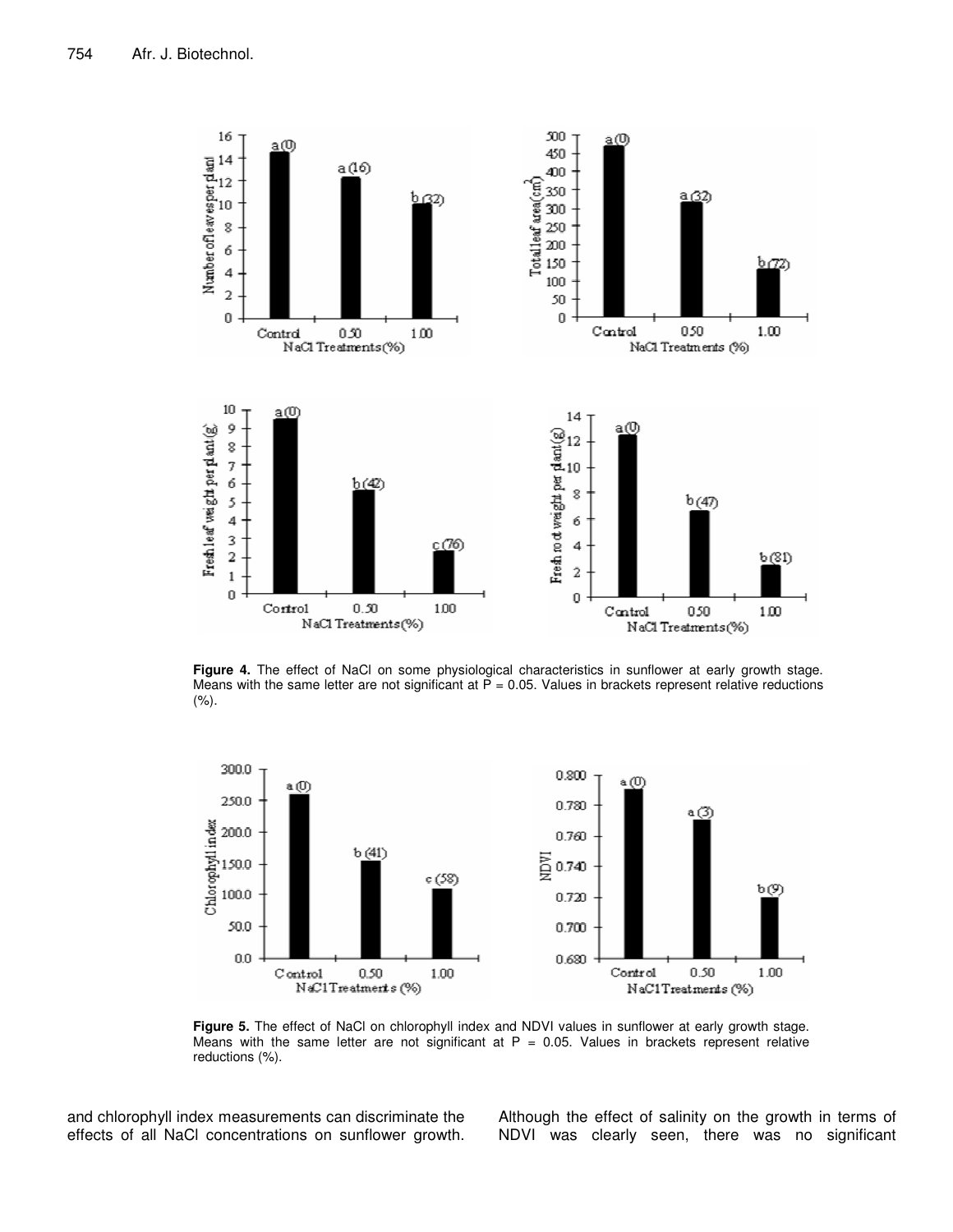**Figure 4.** The effect of NaCl on some physiological characteristics in sunflower at early growth stage. Means with the same letter are not significant at P = 0.05. Values in brackets represent relative reductions (%).

**Figure 5.** The effect of NaCl on chlorophyll index and NDVI values in sunflower at early growth stage. Means with the same letter are not significant at P = 0.05. Values in brackets represent relative reductions (%).

and chlorophyll index measurements can discriminate the effects of all NaCl concentrations on sunflower growth. Although the effect of salinity on the growth in terms of NDVI was clearly seen, there was no significant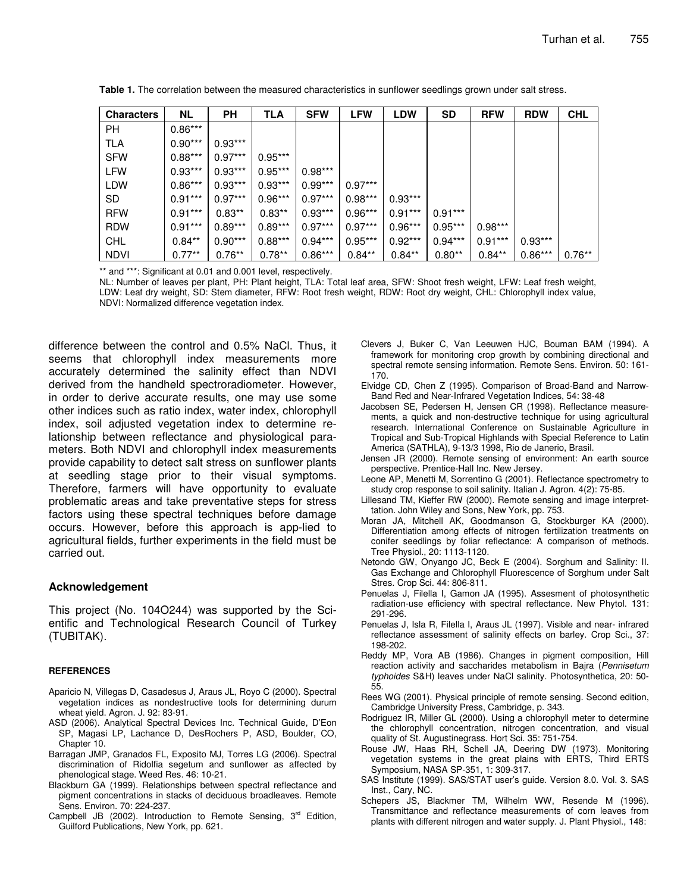**Table 1.** The correlation between the measured characteristics in sunflower seedlings grown under salt stress.

| Characters | NL | PH | TLA | SFW | LFW | LDW | SD | RFW | RDW | CHL |
|---|---|---|---|---|---|---|---|---|---|---|
| PH | 0.86*** | | | | | | | | | |
| TLA | 0.90*** | 0.93*** | | | | | | | | |
| SFW | 0.88*** | 0.97*** | 0.95*** | | | | | | | |
| LFW | 0.93*** | 0.93*** | 0.95*** | 0.98*** | | | | | | |
| LDW | 0.86*** | 0.93*** | 0.93*** | 0.99*** | 0.97*** | | | | | |
| SD | 0.91*** | 0.97*** | 0.96*** | 0.97*** | 0.98*** | 0.93*** | | | | |
| RFW | 0.91*** | 0.83** | 0.83** | 0.93*** | 0.96*** | 0.91*** | 0.91*** | | | |
| RDW | 0.91*** | 0.89*** | 0.89*** | 0.97*** | 0.97*** | 0.96*** | 0.95*** | 0.98*** | | |
| CHL | 0.84** | 0.90*** | 0.88*** | 0.94*** | 0.95*** | 0.92*** | 0.94*** | 0.91*** | 0.93*** | |
| NDVI | 0.77** | 0.76** | 0.78** | 0.86*** | 0.84** | 0.84** | 0.80** | 0.84** | 0.86*** | 0.76** |

** and ***: Significant at 0.01 and 0.001 level, respectively.

NL: Number of leaves per plant, PH: Plant height, TLA: Total leaf area, SFW: Shoot fresh weight, LFW: Leaf fresh weight, LDW: Leaf dry weight, SD: Stem diameter, RFW: Root fresh weight, RDW: Root dry weight, CHL: Chlorophyll index value, NDVI: Normalized difference vegetation index.

difference between the control and 0.5% NaCl. Thus, it seems that chlorophyll index measurements more accurately determined the salinity effect than NDVI derived from the handheld spectroradiometer. However, in order to derive accurate results, one may use some other indices such as ratio index, water index, chlorophyll index, soil adjusted vegetation index to determine relationship between reflectance and physiological parameters. Both NDVI and chlorophyll index measurements provide capability to detect salt stress on sunflower plants at seedling stage prior to their visual symptoms. Therefore, farmers will have opportunity to evaluate problematic areas and take preventative steps for stress factors using these spectral techniques before damage occurs. However, before this approach is app-lied to agricultural fields, further experiments in the field must be carried out.

## Acknowledgement

This project (No. 104O244) was supported by the Scientific and Technological Research Council of Turkey (TUBITAK).

### REFERENCES

Aparicio N, Villegas D, Casadesus J, Araus JL, Royo C (2000). Spectral vegetation indices as nondestructive tools for determining durum wheat yield. Agron. J. 92: 83-91.

ASD (2006). Analytical Spectral Devices Inc. Technical Guide, D'Eon SP, Magasi LP, Lachance D, DesRochers P, ASD, Boulder, CO, Chapter 10.

Barragan JMP, Granados FL, Exposito MJ, Torres LG (2006). Spectral discrimination of Ridolfia segetum and sunflower as affected by phenological stage. Weed Res. 46: 10-21.

Blackburn GA (1999). Relationships between spectral reflectance and pigment concentrations in stacks of deciduous broadleaves. Remote Sens. Environ. 70: 224-237.

Campbell JB (2002). Introduction to Remote Sensing, 3rd Edition, Guilford Publications, New York, pp. 621.

Clevers J, Buker C, Van Leeuwen HJC, Bouman BAM (1994). A framework for monitoring crop growth by combining directional and spectral remote sensing information. Remote Sens. Environ. 50: 161-170.

Elvidge CD, Chen Z (1995). Comparison of Broad-Band and Narrow-Band Red and Near-Infrared Vegetation Indices, 54: 38-48

Jacobsen SE, Pedersen H, Jensen CR (1998). Reflectance measurements, a quick and non-destructive technique for using agricultural research. International Conference on Sustainable Agriculture in Tropical and Sub-Tropical Highlands with Special Reference to Latin America (SATHLA), 9-13/3 1998, Rio de Janerio, Brasil.

Jensen JR (2000). Remote sensing of environment: An earth source perspective. Prentice-Hall Inc. New Jersey.

Leone AP, Menetti M, Sorrentino G (2001). Reflectance spectrometry to study crop response to soil salinity. Italian J. Agron. 4(2): 75-85.

Lillesand TM, Kieffer RW (2000). Remote sensing and image interprettation. John Wiley and Sons, New York, pp. 753.

Moran JA, Mitchell AK, Goodmanson G, Stockburger KA (2000). Differentiation among effects of nitrogen fertilization treatments on conifer seedlings by foliar reflectance: A comparison of methods. Tree Physiol., 20: 1113-1120.

Netondo GW, Onyango JC, Beck E (2004). Sorghum and Salinity: II. Gas Exchange and Chlorophyll Fluorescence of Sorghum under Salt Stres. Crop Sci. 44: 806-811.

Penuelas J, Filella I, Gamon JA (1995). Assesment of photosynthetic radiation-use efficiency with spectral reflectance. New Phytol. 131: 291-296.

Penuelas J, Isla R, Filella I, Araus JL (1997). Visible and near- infrared reflectance assessment of salinity effects on barley. Crop Sci., 37: 198-202.

Reddy MP, Vora AB (1986). Changes in pigment composition, Hill reaction activity and saccharides metabolism in Bajra (*Pennisetum typhoides* S&H) leaves under NaCl salinity. Photosynthetica, 20: 50-55.

Rees WG (2001). Physical principle of remote sensing. Second edition, Cambridge University Press, Cambridge, p. 343.

Rodriguez IR, Miller GL (2000). Using a chlorophyll meter to determine the chlorophyll concentration, nitrogen concentration, and visual quality of St. Augustinegrass. Hort Sci. 35: 751-754.

Rouse JW, Haas RH, Schell JA, Deering DW (1973). Monitoring vegetation systems in the great plains with ERTS, Third ERTS Symposium, NASA SP-351, 1: 309-317.

SAS Institute (1999). SAS/STAT user's guide. Version 8.0. Vol. 3. SAS Inst., Cary, NC.

Schepers JS, Blackmer TM, Wilhelm WW, Resende M (1996). Transmittance and reflectance measurements of corn leaves from plants with different nitrogen and water supply. J. Plant Physiol., 148: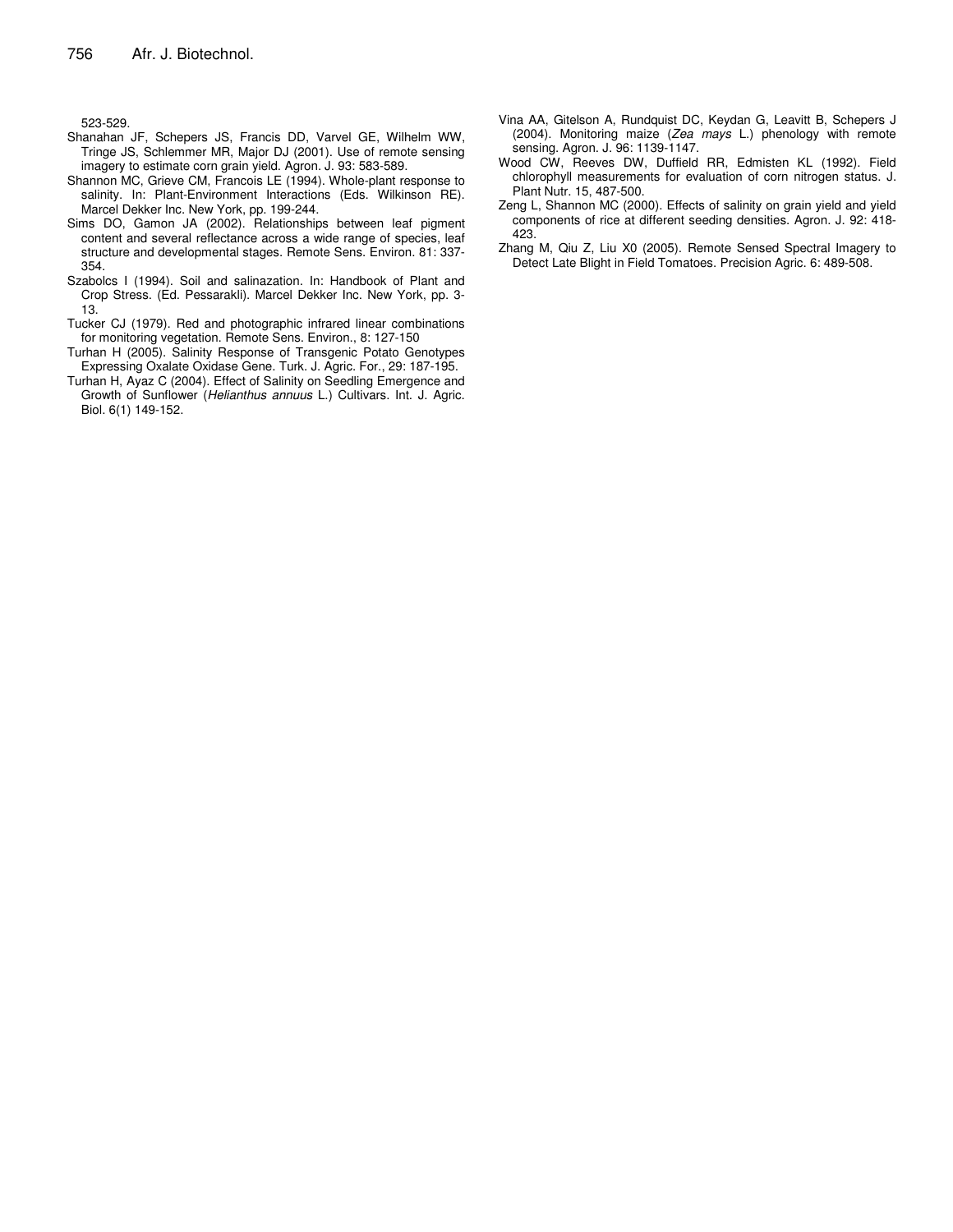523-529.

Shanahan JF, Schepers JS, Francis DD, Varvel GE, Wilhelm WW, Tringe JS, Schlemmer MR, Major DJ (2001). Use of remote sensing imagery to estimate corn grain yield. Agron. J. 93: 583-589.

Shannon MC, Grieve CM, Francois LE (1994). Whole-plant response to salinity. In: Plant-Environment Interactions (Eds. Wilkinson RE). Marcel Dekker Inc. New York, pp. 199-244.

Sims DO, Gamon JA (2002). Relationships between leaf pigment content and several reflectance across a wide range of species, leaf structure and developmental stages. Remote Sens. Environ. 81: 337-354.

Szabolcs I (1994). Soil and salinazation. In: Handbook of Plant and Crop Stress. (Ed. Pessarakli). Marcel Dekker Inc. New York, pp. 3-13.

Tucker CJ (1979). Red and photographic infrared linear combinations for monitoring vegetation. Remote Sens. Environ., 8: 127-150

Turhan H (2005). Salinity Response of Transgenic Potato Genotypes Expressing Oxalate Oxidase Gene. Turk. J. Agric. For., 29: 187-195.

Turhan H, Ayaz C (2004). Effect of Salinity on Seedling Emergence and Growth of Sunflower (*Helianthus annuus* L.) Cultivars. Int. J. Agric. Biol. 6(1) 149-152.

Vina AA, Gitelson A, Rundquist DC, Keydan G, Leavitt B, Schepers J (2004). Monitoring maize (*Zea mays* L.) phenology with remote sensing. Agron. J. 96: 1139-1147.

Wood CW, Reeves DW, Duffield RR, Edmisten KL (1992). Field chlorophyll measurements for evaluation of corn nitrogen status. J. Plant Nutr. 15, 487-500.

Zeng L, Shannon MC (2000). Effects of salinity on grain yield and yield components of rice at different seeding densities. Agron. J. 92: 418-423.

Zhang M, Qiu Z, Liu X0 (2005). Remote Sensed Spectral Imagery to Detect Late Blight in Field Tomatoes. Precision Agric. 6: 489-508.